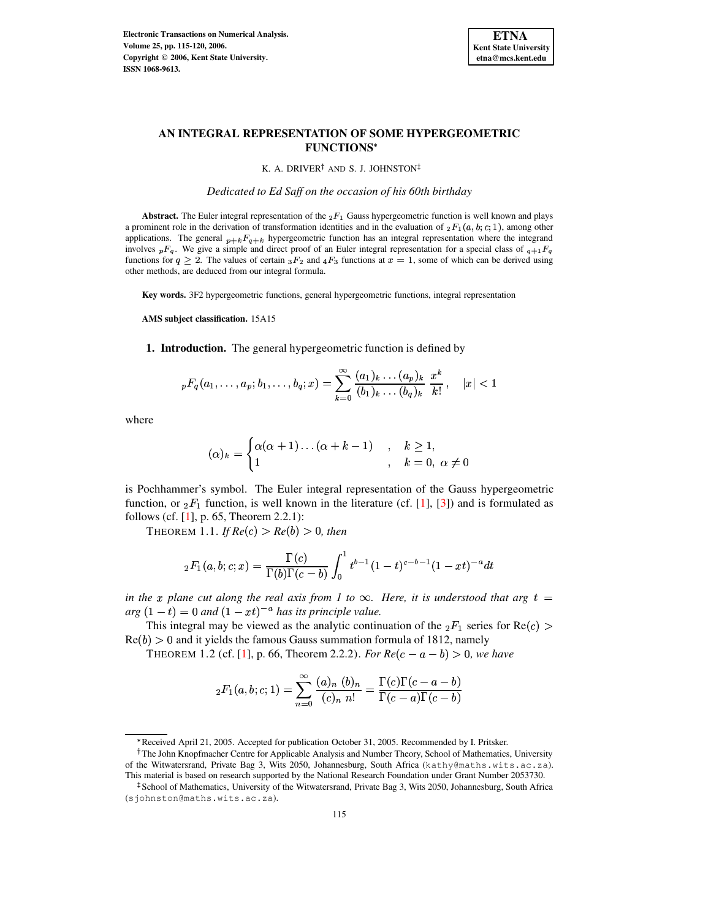# AN INTEGRAL REPRESENTATION OF SOME HYPERGEOMETRIC FUNCTIONS*

K. A. DRIVER† AND S. J. JOHNSTON‡

*Dedicated to Ed Saff on the occasion of his 60th birthday*

**Abstract.** The Euler integral representation of the ${}_2F_1$ Gauss hypergeometric function is well known and plays a prominent role in the derivation of transformation identities and in the evaluation of ${}_2F_1(a,b;c;1)$, among other applications. The general ${}_{p+k}F_{q+k}$ hypergeometric function has an integral representation where the integrand involves ${}_pF_q$. We give a simple and direct proof of an Euler integral representation for a special class of ${}_{q+1}F_q$ functions for $q \geq 2$. The values of certain ${}_3F_2$ and ${}_4F_3$ functions at $x = 1$, some of which can be derived using other methods, are deduced from our integral formula.

**Key words.** 3F2 hypergeometric functions, general hypergeometric functions, integral representation

**AMS subject classification.** 15A15

## 1. Introduction.

The general hypergeometric function is defined by

$$ {}_pF_q(a_1,\ldots,a_p;b_1,\ldots,b_q;x) = \sum_{k=0}^{\infty} \frac{(a_1)_k \ldots (a_p)_k}{(b_1)_k \ldots (b_q)_k} \frac{x^k}{k!}, \quad |x| < 1 $$

where

$$ (\alpha)_k = \begin{cases} \alpha(\alpha+1)\ldots(\alpha+k-1) & , \quad k \geq 1, \\ 1 & , \quad k = 0, \ \alpha \neq 0 \end{cases} $$

is Pochhammer's symbol. The Euler integral representation of the Gauss hypergeometric function, or ${}_2F_1$ function, is well known in the literature (cf. [1], [3]) and is formulated as follows (cf. [1], p. 65, Theorem 2.2.1):

THEOREM 1.1. *If $Re(c) > Re(b) > 0$, then*

$$ {}_2F_1(a,b;c;x) = \frac{\Gamma(c)}{\Gamma(b)\Gamma(c-b)} \int_0^1 t^{b-1}(1-t)^{c-b-1}(1-xt)^{-a}dt $$

*in the $x$ plane cut along the real axis from 1 to $\infty$. Here, it is understood that $\arg t = \arg(1-t) = 0$ and $(1-xt)^{-a}$ has its principle value.*

This integral may be viewed as the analytic continuation of the ${}_2F_1$ series for $\mathrm{Re}(c) > \mathrm{Re}(b) > 0$ and it yields the famous Gauss summation formula of 1812, namely

THEOREM 1.2 (cf. [1], p. 66, Theorem 2.2.2). *For $Re(c-a-b) > 0$, we have*

$$ {}_2F_1(a,b;c;1) = \sum_{n=0}^{\infty} \frac{(a)_n\ (b)_n}{(c)_n\ n!} = \frac{\Gamma(c)\Gamma(c-a-b)}{\Gamma(c-a)\Gamma(c-b)} $$

---

*Received April 21, 2005. Accepted for publication October 31, 2005. Recommended by I. Pritsker.

†The John Knopfmacher Centre for Applicable Analysis and Number Theory, School of Mathematics, University of the Witwatersrand, Private Bag 3, Wits 2050, Johannesburg, South Africa (kathy@maths.wits.ac.za). This material is based on research supported by the National Research Foundation under Grant Number 2053730.

‡School of Mathematics, University of the Witwatersrand, Private Bag 3, Wits 2050, Johannesburg, South Africa (sjohnston@maths.wits.ac.za).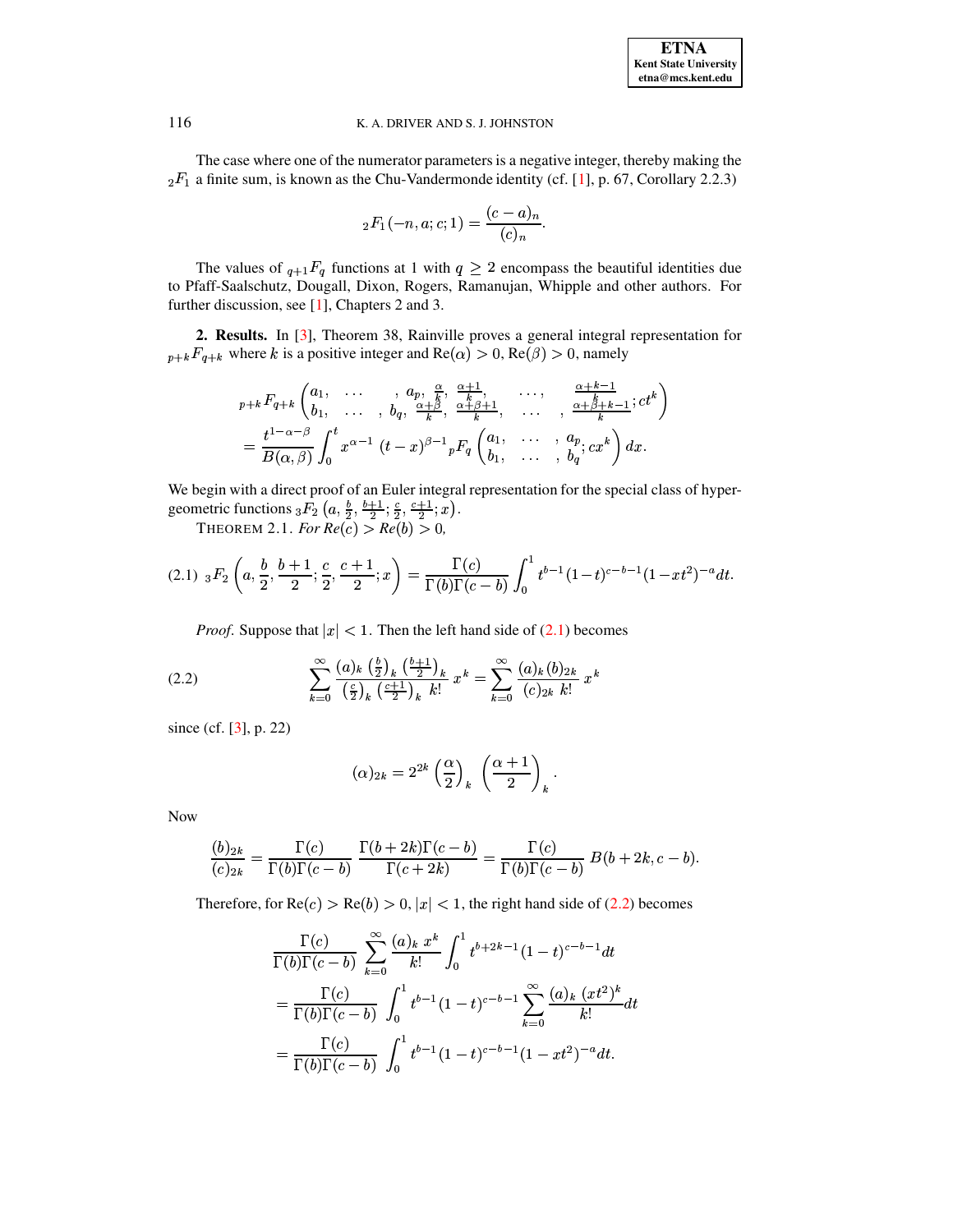The case where one of the numerator parameters is a negative integer, thereby making the ${}_2F_1$ a finite sum, is known as the Chu-Vandermonde identity (cf. [1], p. 67, Corollary 2.2.3)

$$
{}_2F_1(-n, a; c; 1) = \frac{(c-a)_n}{(c)_n}.
$$

The values of ${}_{q+1}F_q$ functions at 1 with $q \geq 2$ encompass the beautiful identities due to Pfaff-Saalschutz, Dougall, Dixon, Rogers, Ramanujan, Whipple and other authors. For further discussion, see [1], Chapters 2 and 3.

**2. Results.** In [3], Theorem 38, Rainville proves a general integral representation for ${}_{p+k}F_{q+k}$ where $k$ is a positive integer and $\mathrm{Re}(\alpha) > 0$, $\mathrm{Re}(\beta) > 0$, namely

$$
\begin{aligned}
&{}_{p+k}F_{q+k}\left(\begin{matrix} a_1, & \ldots & , a_p, \frac{\alpha}{k}, & \frac{\alpha+1}{k}, & \ldots, & \frac{\alpha+k-1}{k} \\ b_1, & \ldots & , b_q, \frac{\alpha+\beta}{k}, & \frac{\alpha+\beta+1}{k}, & \ldots & , \frac{\alpha+\beta+k-1}{k} \end{matrix}; ct^k\right) \\
&= \frac{t^{1-\alpha-\beta}}{B(\alpha,\beta)} \int_0^t x^{\alpha-1}\,(t-x)^{\beta-1}\,{}_pF_q\left(\begin{matrix} a_1, & \ldots & , a_p \\ b_1, & \ldots & , b_q \end{matrix}; cx^k\right) dx.
\end{aligned}
$$

We begin with a direct proof of an Euler integral representation for the special class of hypergeometric functions ${}_3F_2\left(a, \frac{b}{2}, \frac{b+1}{2}; \frac{c}{2}, \frac{c+1}{2}; x\right)$.

THEOREM 2.1. *For* $Re(c) > Re(b) > 0$*,*

$$
{}_3F_2\left(a, \frac{b}{2}, \frac{b+1}{2}; \frac{c}{2}, \frac{c+1}{2}; x\right) = \frac{\Gamma(c)}{\Gamma(b)\Gamma(c-b)} \int_0^1 t^{b-1}(1-t)^{c-b-1}(1-xt^2)^{-a}dt. \tag{2.1}
$$

*Proof.* Suppose that $|x| < 1$. Then the left hand side of (2.1) becomes

$$
\sum_{k=0}^{\infty} \frac{(a)_k \left(\frac{b}{2}\right)_k \left(\frac{b+1}{2}\right)_k}{\left(\frac{c}{2}\right)_k \left(\frac{c+1}{2}\right)_k \, k!}\, x^k = \sum_{k=0}^{\infty} \frac{(a)_k\,(b)_{2k}}{(c)_{2k}\ k!}\, x^k \tag{2.2}
$$

since (cf. [3], p. 22)

$$
(\alpha)_{2k} = 2^{2k}\left(\frac{\alpha}{2}\right)_k \left(\frac{\alpha+1}{2}\right)_k.
$$

Now

$$
\frac{(b)_{2k}}{(c)_{2k}} = \frac{\Gamma(c)}{\Gamma(b)\Gamma(c-b)}\ \frac{\Gamma(b+2k)\Gamma(c-b)}{\Gamma(c+2k)} = \frac{\Gamma(c)}{\Gamma(b)\Gamma(c-b)}\ B(b+2k, c-b).
$$

Therefore, for $\mathrm{Re}(c) > \mathrm{Re}(b) > 0$, $|x| < 1$, the right hand side of (2.2) becomes

$$
\begin{aligned}
&\frac{\Gamma(c)}{\Gamma(b)\Gamma(c-b)} \sum_{k=0}^{\infty} \frac{(a)_k\ x^k}{k!} \int_0^1 t^{b+2k-1}(1-t)^{c-b-1}dt \\
&= \frac{\Gamma(c)}{\Gamma(b)\Gamma(c-b)} \int_0^1 t^{b-1}(1-t)^{c-b-1} \sum_{k=0}^{\infty} \frac{(a)_k\ (xt^2)^k}{k!}dt \\
&= \frac{\Gamma(c)}{\Gamma(b)\Gamma(c-b)} \int_0^1 t^{b-1}(1-t)^{c-b-1}(1-xt^2)^{-a}dt.
\end{aligned}
$$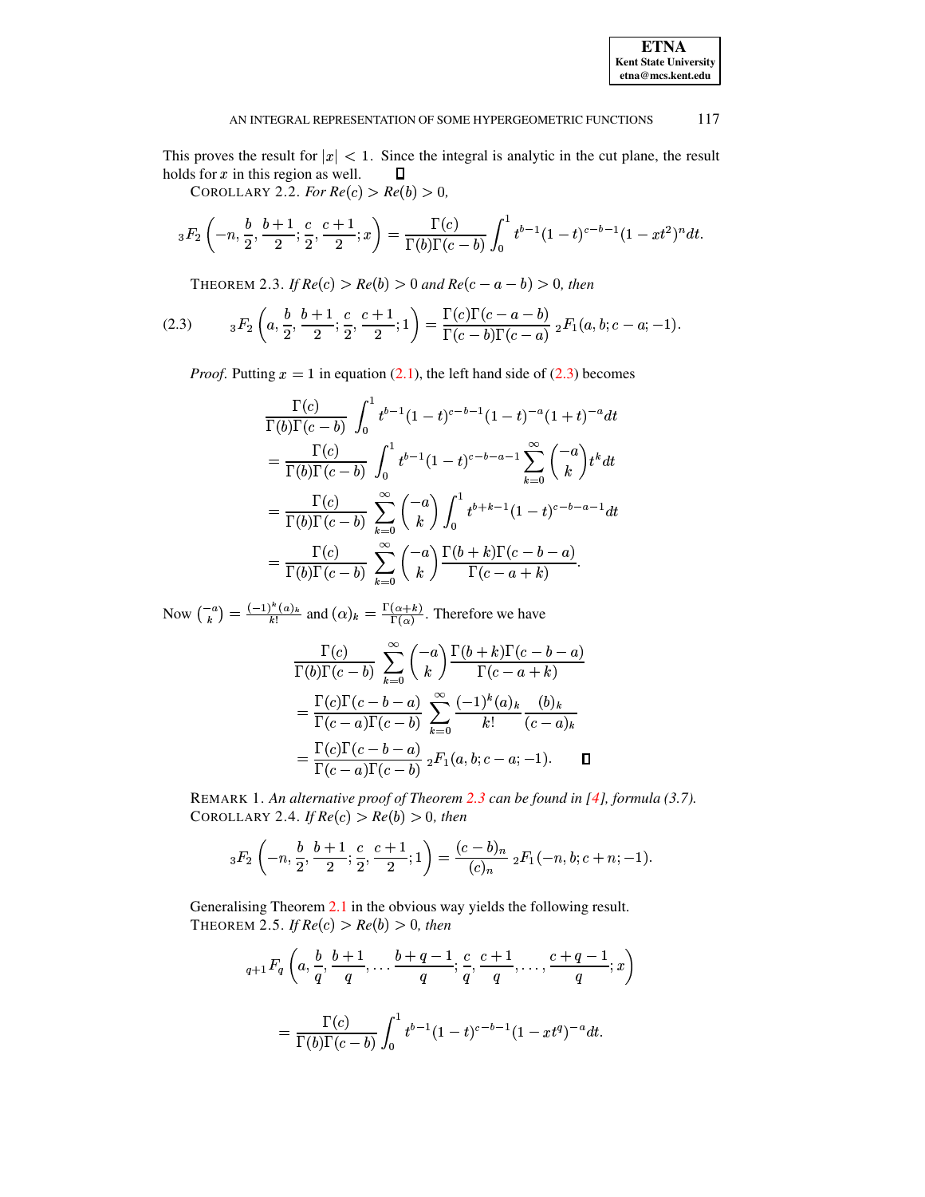This proves the result for $|x| < 1$. Since the integral is analytic in the cut plane, the result holds for $x$ in this region as well. ☐

COROLLARY 2.2. *For $Re(c) > Re(b) > 0$,*

$$
{}_3F_2\left(-n, \frac{b}{2}, \frac{b+1}{2}; \frac{c}{2}, \frac{c+1}{2}; x\right) = \frac{\Gamma(c)}{\Gamma(b)\Gamma(c-b)} \int_0^1 t^{b-1}(1-t)^{c-b-1}(1-xt^2)^n dt.
$$

THEOREM 2.3. *If $Re(c) > Re(b) > 0$ and $Re(c-a-b) > 0$, then*

$$
{}_3F_2\left(a, \frac{b}{2}, \frac{b+1}{2}; \frac{c}{2}, \frac{c+1}{2}; 1\right) = \frac{\Gamma(c)\Gamma(c-a-b)}{\Gamma(c-b)\Gamma(c-a)}\ {}_2F_1(a, b; c-a; -1). \tag{2.3}
$$

*Proof.* Putting $x = 1$ in equation (2.1), the left hand side of (2.3) becomes

$$
\begin{aligned}
&\frac{\Gamma(c)}{\Gamma(b)\Gamma(c-b)} \int_0^1 t^{b-1}(1-t)^{c-b-1}(1-t)^{-a}(1+t)^{-a} dt \\
&= \frac{\Gamma(c)}{\Gamma(b)\Gamma(c-b)} \int_0^1 t^{b-1}(1-t)^{c-b-a-1} \sum_{k=0}^{\infty} \binom{-a}{k} t^k dt \\
&= \frac{\Gamma(c)}{\Gamma(b)\Gamma(c-b)} \sum_{k=0}^{\infty} \binom{-a}{k} \int_0^1 t^{b+k-1}(1-t)^{c-b-a-1} dt \\
&= \frac{\Gamma(c)}{\Gamma(b)\Gamma(c-b)} \sum_{k=0}^{\infty} \binom{-a}{k} \frac{\Gamma(b+k)\Gamma(c-b-a)}{\Gamma(c-a+k)}.
\end{aligned}
$$

Now $\binom{-a}{k} = \frac{(-1)^k (a)_k}{k!}$ and $(\alpha)_k = \frac{\Gamma(\alpha+k)}{\Gamma(\alpha)}$. Therefore we have

$$
\begin{aligned}
&\frac{\Gamma(c)}{\Gamma(b)\Gamma(c-b)} \sum_{k=0}^{\infty} \binom{-a}{k} \frac{\Gamma(b+k)\Gamma(c-b-a)}{\Gamma(c-a+k)} \\
&= \frac{\Gamma(c)\Gamma(c-b-a)}{\Gamma(c-a)\Gamma(c-b)} \sum_{k=0}^{\infty} \frac{(-1)^k (a)_k}{k!} \frac{(b)_k}{(c-a)_k} \\
&= \frac{\Gamma(c)\Gamma(c-b-a)}{\Gamma(c-a)\Gamma(c-b)}\ {}_2F_1(a, b; c-a; -1). \qquad ☐
\end{aligned}
$$

REMARK 1. *An alternative proof of Theorem 2.3 can be found in [4], formula (3.7).*

COROLLARY 2.4. *If $Re(c) > Re(b) > 0$, then*

$$
{}_3F_2\left(-n, \frac{b}{2}, \frac{b+1}{2}; \frac{c}{2}, \frac{c+1}{2}; 1\right) = \frac{(c-b)_n}{(c)_n}\ {}_2F_1(-n, b; c+n; -1).
$$

Generalising Theorem 2.1 in the obvious way yields the following result.

THEOREM 2.5. *If $Re(c) > Re(b) > 0$, then*

$$
{}_{q+1}F_q\left(a, \frac{b}{q}, \frac{b+1}{q}, \ldots \frac{b+q-1}{q}; \frac{c}{q}, \frac{c+1}{q}, \ldots, \frac{c+q-1}{q}; x\right)
$$

$$
= \frac{\Gamma(c)}{\Gamma(b)\Gamma(c-b)} \int_0^1 t^{b-1}(1-t)^{c-b-1}(1-xt^q)^{-a} dt.
$$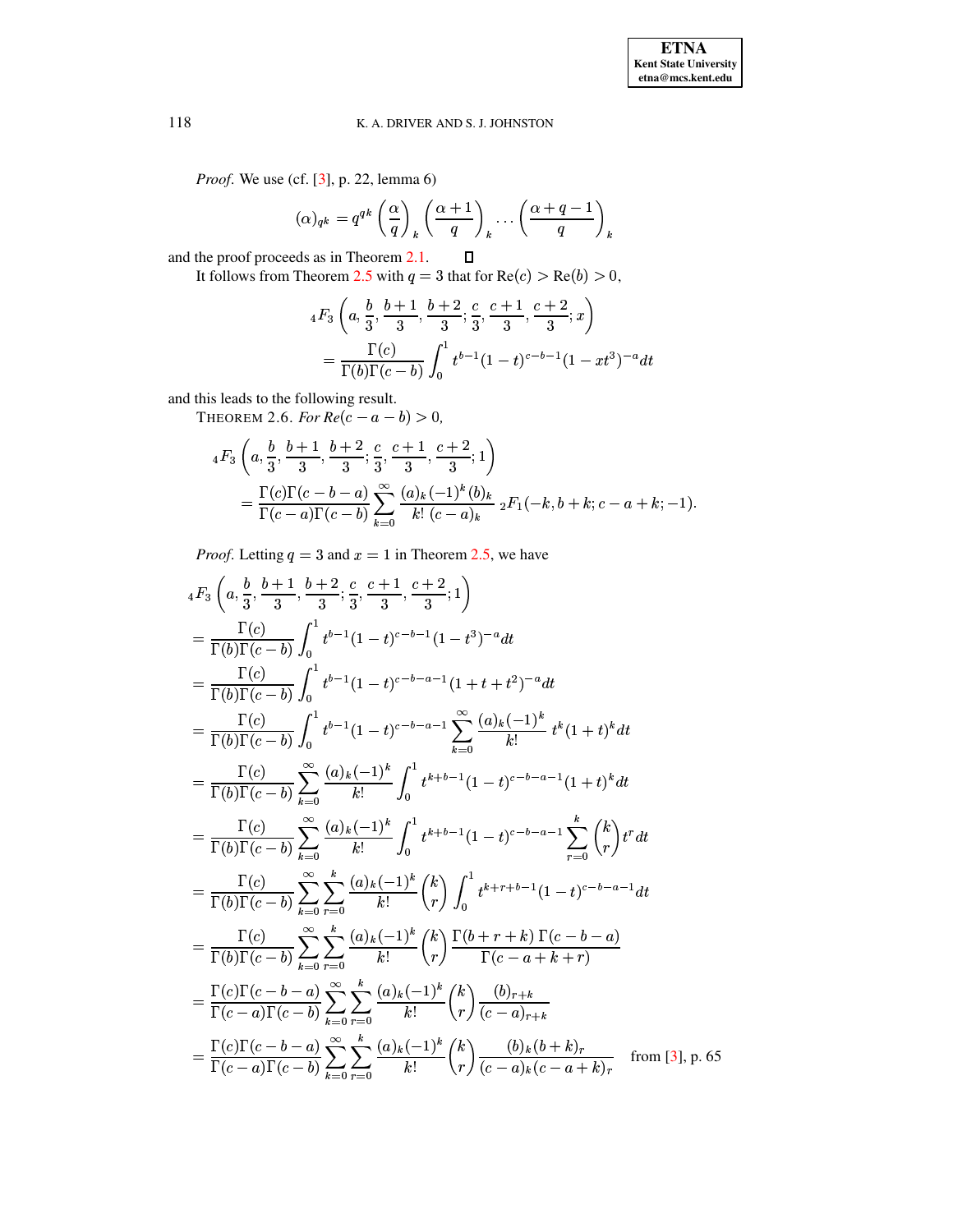*Proof.* We use (cf. [3], p. 22, lemma 6)

$$(\alpha)_{qk} = q^{qk}\left(\frac{\alpha}{q}\right)_k \left(\frac{\alpha+1}{q}\right)_k \cdots \left(\frac{\alpha+q-1}{q}\right)_k$$

and the proof proceeds as in Theorem 2.1. ◻

It follows from Theorem 2.5 with $q = 3$ that for $\mathrm{Re}(c) > \mathrm{Re}(b) > 0$,

$$\begin{aligned}
&{}_4F_3\left(a, \frac{b}{3}, \frac{b+1}{3}, \frac{b+2}{3}; \frac{c}{3}, \frac{c+1}{3}, \frac{c+2}{3}; x\right) \\
&= \frac{\Gamma(c)}{\Gamma(b)\Gamma(c-b)} \int_0^1 t^{b-1}(1-t)^{c-b-1}(1-xt^3)^{-a}dt
\end{aligned}$$

and this leads to the following result.

THEOREM 2.6. *For* $\mathit{Re}(c-a-b) > 0$*,*

$$\begin{aligned}
&{}_4F_3\left(a, \frac{b}{3}, \frac{b+1}{3}, \frac{b+2}{3}; \frac{c}{3}, \frac{c+1}{3}, \frac{c+2}{3}; 1\right) \\
&= \frac{\Gamma(c)\Gamma(c-b-a)}{\Gamma(c-a)\Gamma(c-b)} \sum_{k=0}^{\infty} \frac{(a)_k(-1)^k (b)_k}{k!\,(c-a)_k}\, {}_2F_1(-k, b+k; c-a+k; -1).
\end{aligned}$$

*Proof.* Letting $q = 3$ and $x = 1$ in Theorem 2.5, we have

$$\begin{aligned}
&{}_4F_3\left(a, \frac{b}{3}, \frac{b+1}{3}, \frac{b+2}{3}; \frac{c}{3}, \frac{c+1}{3}, \frac{c+2}{3}; 1\right) \\
&= \frac{\Gamma(c)}{\Gamma(b)\Gamma(c-b)} \int_0^1 t^{b-1}(1-t)^{c-b-1}(1-t^3)^{-a}dt \\
&= \frac{\Gamma(c)}{\Gamma(b)\Gamma(c-b)} \int_0^1 t^{b-1}(1-t)^{c-b-a-1}(1+t+t^2)^{-a}dt \\
&= \frac{\Gamma(c)}{\Gamma(b)\Gamma(c-b)} \int_0^1 t^{b-1}(1-t)^{c-b-a-1} \sum_{k=0}^{\infty} \frac{(a)_k(-1)^k}{k!}\, t^k(1+t)^k dt \\
&= \frac{\Gamma(c)}{\Gamma(b)\Gamma(c-b)} \sum_{k=0}^{\infty} \frac{(a)_k(-1)^k}{k!} \int_0^1 t^{k+b-1}(1-t)^{c-b-a-1}(1+t)^k dt \\
&= \frac{\Gamma(c)}{\Gamma(b)\Gamma(c-b)} \sum_{k=0}^{\infty} \frac{(a)_k(-1)^k}{k!} \int_0^1 t^{k+b-1}(1-t)^{c-b-a-1} \sum_{r=0}^{k} \binom{k}{r} t^r dt \\
&= \frac{\Gamma(c)}{\Gamma(b)\Gamma(c-b)} \sum_{k=0}^{\infty} \sum_{r=0}^{k} \frac{(a)_k(-1)^k}{k!} \binom{k}{r} \int_0^1 t^{k+r+b-1}(1-t)^{c-b-a-1}dt \\
&= \frac{\Gamma(c)}{\Gamma(b)\Gamma(c-b)} \sum_{k=0}^{\infty} \sum_{r=0}^{k} \frac{(a)_k(-1)^k}{k!} \binom{k}{r} \frac{\Gamma(b+r+k)\,\Gamma(c-b-a)}{\Gamma(c-a+k+r)} \\
&= \frac{\Gamma(c)\Gamma(c-b-a)}{\Gamma(c-a)\Gamma(c-b)} \sum_{k=0}^{\infty} \sum_{r=0}^{k} \frac{(a)_k(-1)^k}{k!} \binom{k}{r} \frac{(b)_{r+k}}{(c-a)_{r+k}} \\
&= \frac{\Gamma(c)\Gamma(c-b-a)}{\Gamma(c-a)\Gamma(c-b)} \sum_{k=0}^{\infty} \sum_{r=0}^{k} \frac{(a)_k(-1)^k}{k!} \binom{k}{r} \frac{(b)_k(b+k)_r}{(c-a)_k(c-a+k)_r} \quad \text{from [3], p. 65}
\end{aligned}$$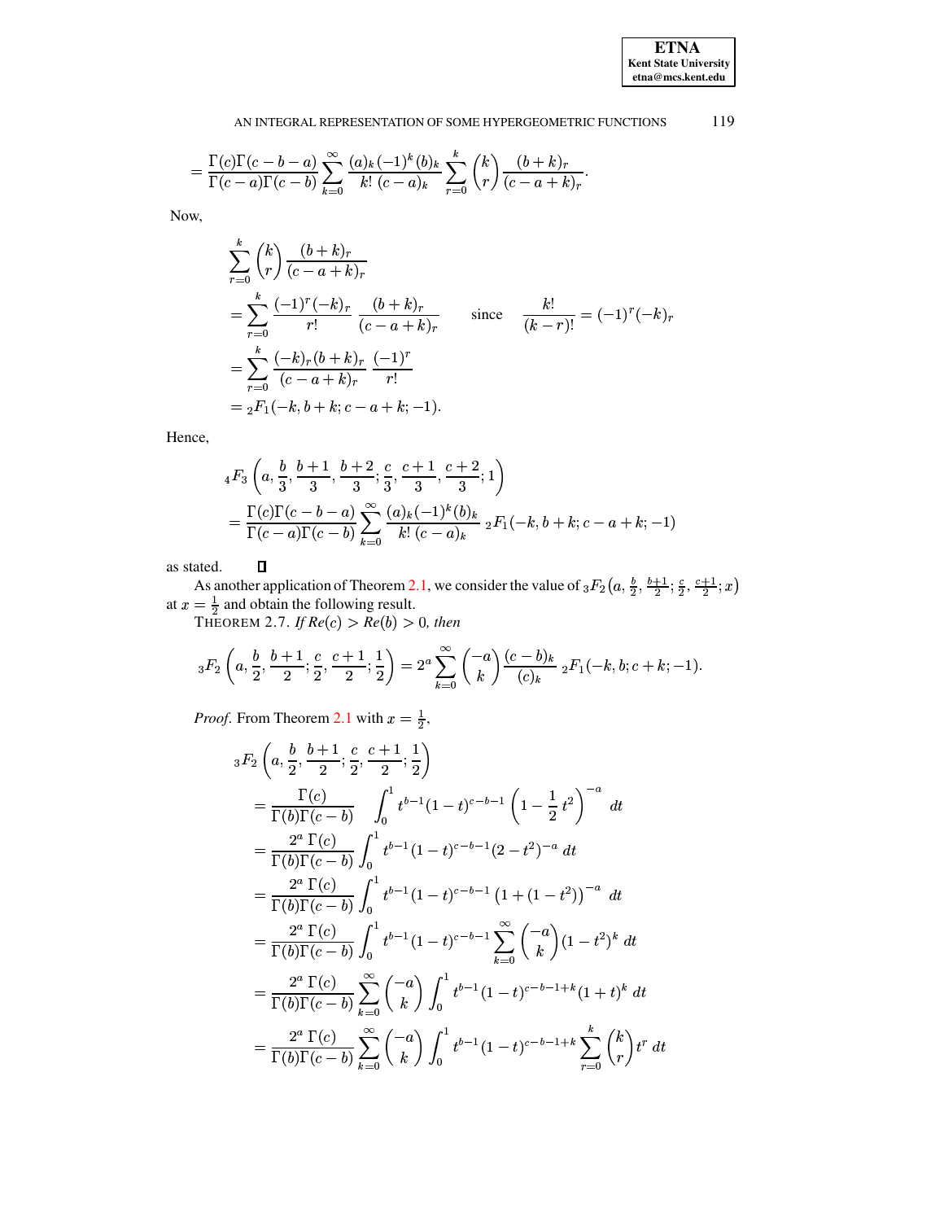$$= \frac{\Gamma(c)\Gamma(c-b-a)}{\Gamma(c-a)\Gamma(c-b)} \sum_{k=0}^{\infty} \frac{(a)_k (-1)^k (b)_k}{k!\,(c-a)_k} \sum_{r=0}^{k} \binom{k}{r} \frac{(b+k)_r}{(c-a+k)_r}.$$

Now,

$$\begin{aligned}
&\sum_{r=0}^{k} \binom{k}{r} \frac{(b+k)_r}{(c-a+k)_r} \\
&= \sum_{r=0}^{k} \frac{(-1)^r (-k)_r}{r!} \frac{(b+k)_r}{(c-a+k)_r} \qquad \text{since} \quad \frac{k!}{(k-r)!} = (-1)^r (-k)_r \\
&= \sum_{r=0}^{k} \frac{(-k)_r (b+k)_r}{(c-a+k)_r} \frac{(-1)^r}{r!} \\
&= {}_2F_1(-k, b+k; c-a+k; -1).
\end{aligned}$$

Hence,

$$\begin{aligned}
&{}_4F_3\left(a, \frac{b}{3}, \frac{b+1}{3}, \frac{b+2}{3}; \frac{c}{3}, \frac{c+1}{3}, \frac{c+2}{3}; 1\right) \\
&= \frac{\Gamma(c)\Gamma(c-b-a)}{\Gamma(c-a)\Gamma(c-b)} \sum_{k=0}^{\infty} \frac{(a)_k (-1)^k (b)_k}{k!\,(c-a)_k}\, {}_2F_1(-k, b+k; c-a+k; -1)
\end{aligned}$$

as stated. ∎

As another application of Theorem 2.1, we consider the value of ${}_3F_2\left(a, \frac{b}{2}, \frac{b+1}{2}; \frac{c}{2}, \frac{c+1}{2}; x\right)$ at $x = \frac{1}{2}$ and obtain the following result.

THEOREM 2.7. *If $Re(c) > Re(b) > 0$, then*

$${}_3F_2\left(a, \frac{b}{2}, \frac{b+1}{2}; \frac{c}{2}, \frac{c+1}{2}; \frac{1}{2}\right) = 2^a \sum_{k=0}^{\infty} \binom{-a}{k} \frac{(c-b)_k}{(c)_k}\, {}_2F_1(-k, b; c+k; -1).$$

*Proof.* From Theorem 2.1 with $x = \frac{1}{2}$,

$$\begin{aligned}
&{}_3F_2\left(a, \frac{b}{2}, \frac{b+1}{2}; \frac{c}{2}, \frac{c+1}{2}; \frac{1}{2}\right) \\
&= \frac{\Gamma(c)}{\Gamma(b)\Gamma(c-b)} \int_0^1 t^{b-1}(1-t)^{c-b-1}\left(1 - \frac{1}{2}\, t^2\right)^{-a} dt \\
&= \frac{2^a\, \Gamma(c)}{\Gamma(b)\Gamma(c-b)} \int_0^1 t^{b-1}(1-t)^{c-b-1}(2-t^2)^{-a}\, dt \\
&= \frac{2^a\, \Gamma(c)}{\Gamma(b)\Gamma(c-b)} \int_0^1 t^{b-1}(1-t)^{c-b-1}\left(1 + (1-t^2)\right)^{-a} dt \\
&= \frac{2^a\, \Gamma(c)}{\Gamma(b)\Gamma(c-b)} \int_0^1 t^{b-1}(1-t)^{c-b-1} \sum_{k=0}^{\infty} \binom{-a}{k} (1-t^2)^k\, dt \\
&= \frac{2^a\, \Gamma(c)}{\Gamma(b)\Gamma(c-b)} \sum_{k=0}^{\infty} \binom{-a}{k} \int_0^1 t^{b-1}(1-t)^{c-b-1+k}(1+t)^k\, dt \\
&= \frac{2^a\, \Gamma(c)}{\Gamma(b)\Gamma(c-b)} \sum_{k=0}^{\infty} \binom{-a}{k} \int_0^1 t^{b-1}(1-t)^{c-b-1+k} \sum_{r=0}^{k} \binom{k}{r} t^r\, dt
\end{aligned}$$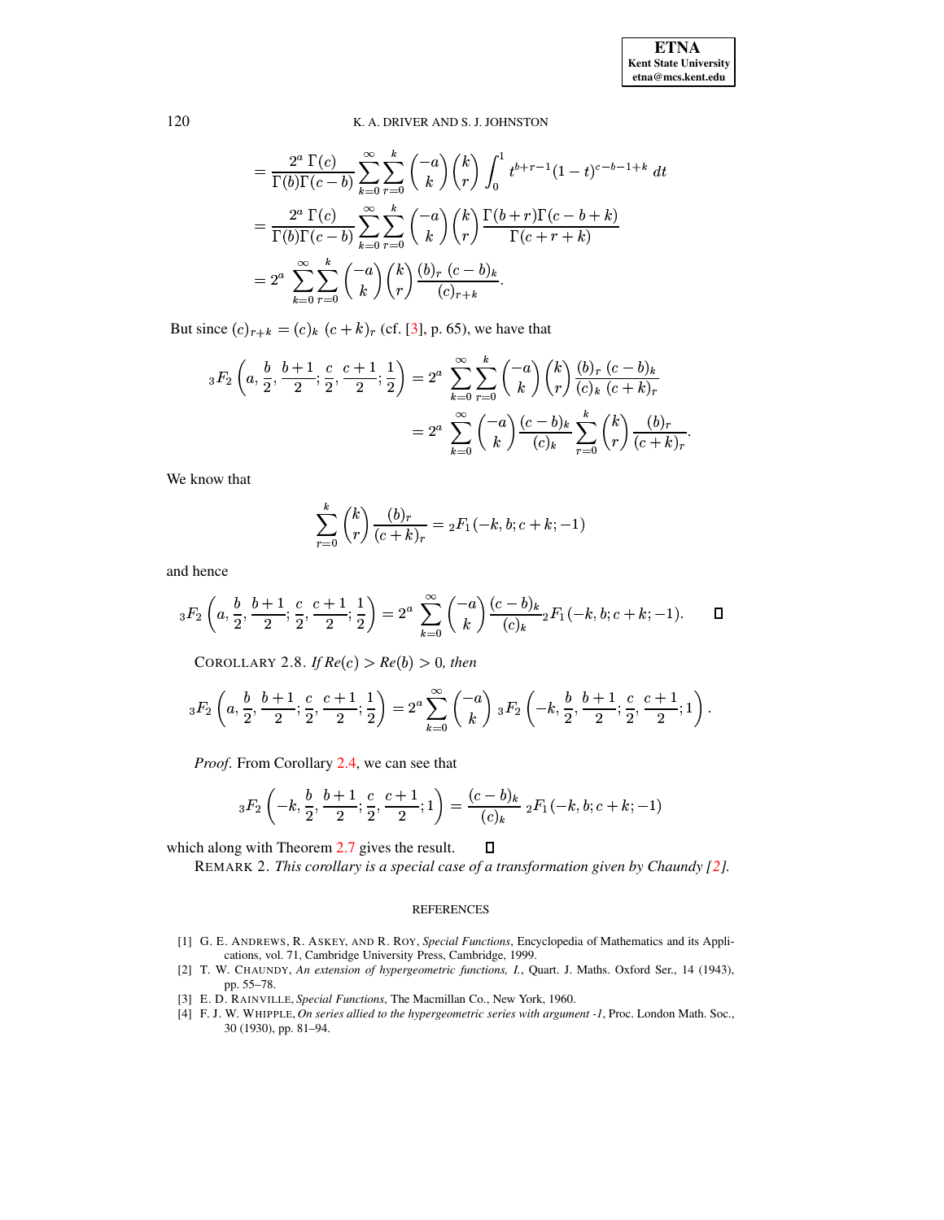$$= \frac{2^a \, \Gamma(c)}{\Gamma(b)\Gamma(c-b)} \sum_{k=0}^{\infty} \sum_{r=0}^{k} \binom{-a}{k} \binom{k}{r} \int_0^1 t^{b+r-1} (1-t)^{c-b-1+k} \, dt$$

$$= \frac{2^a \, \Gamma(c)}{\Gamma(b)\Gamma(c-b)} \sum_{k=0}^{\infty} \sum_{r=0}^{k} \binom{-a}{k} \binom{k}{r} \frac{\Gamma(b+r)\Gamma(c-b+k)}{\Gamma(c+r+k)}$$

$$= 2^a \sum_{k=0}^{\infty} \sum_{r=0}^{k} \binom{-a}{k} \binom{k}{r} \frac{(b)_r \, (c-b)_k}{(c)_{r+k}}.$$

But since $(c)_{r+k} = (c)_k \; (c+k)_r$ (cf. [3], p. 65), we have that

$$\begin{aligned} {}_3F_2\left(a, \frac{b}{2}, \frac{b+1}{2}; \frac{c}{2}, \frac{c+1}{2}; \frac{1}{2}\right) &= 2^a \sum_{k=0}^{\infty} \sum_{r=0}^{k} \binom{-a}{k} \binom{k}{r} \frac{(b)_r \, (c-b)_k}{(c)_k \; (c+k)_r} \\ &= 2^a \sum_{k=0}^{\infty} \binom{-a}{k} \frac{(c-b)_k}{(c)_k} \sum_{r=0}^{k} \binom{k}{r} \frac{(b)_r}{(c+k)_r}. \end{aligned}$$

We know that

$$\sum_{r=0}^{k} \binom{k}{r} \frac{(b)_r}{(c+k)_r} = {}_2F_1(-k, b; c+k; -1)$$

and hence

$${}_3F_2\left(a, \frac{b}{2}, \frac{b+1}{2}; \frac{c}{2}, \frac{c+1}{2}; \frac{1}{2}\right) = 2^a \sum_{k=0}^{\infty} \binom{-a}{k} \frac{(c-b)_k}{(c)_k} {}_2F_1(-k, b; c+k; -1). \qquad \square$$

COROLLARY 2.8. *If $Re(c) > Re(b) > 0$, then*

$${}_3F_2\left(a, \frac{b}{2}, \frac{b+1}{2}; \frac{c}{2}, \frac{c+1}{2}; \frac{1}{2}\right) = 2^a \sum_{k=0}^{\infty} \binom{-a}{k} \; {}_3F_2\left(-k, \frac{b}{2}, \frac{b+1}{2}; \frac{c}{2}, \frac{c+1}{2}; 1\right).$$

*Proof.* From Corollary 2.4, we can see that

$${}_3F_2\left(-k, \frac{b}{2}, \frac{b+1}{2}; \frac{c}{2}, \frac{c+1}{2}; 1\right) = \frac{(c-b)_k}{(c)_k} \; {}_2F_1(-k, b; c+k; -1)$$

which along with Theorem 2.7 gives the result. $\square$

REMARK 2. *This corollary is a special case of a transformation given by Chaundy [2].*

## REFERENCES

[1] G. E. Andrews, R. Askey, and R. Roy, *Special Functions*, Encyclopedia of Mathematics and its Applications, vol. 71, Cambridge University Press, Cambridge, 1999.

[2] T. W. Chaundy, *An extension of hypergeometric functions, I.*, Quart. J. Maths. Oxford Ser., 14 (1943), pp. 55–78.

[3] E. D. Rainville, *Special Functions*, The Macmillan Co., New York, 1960.

[4] F. J. W. Whipple, *On series allied to the hypergeometric series with argument -1*, Proc. London Math. Soc., 30 (1930), pp. 81–94.